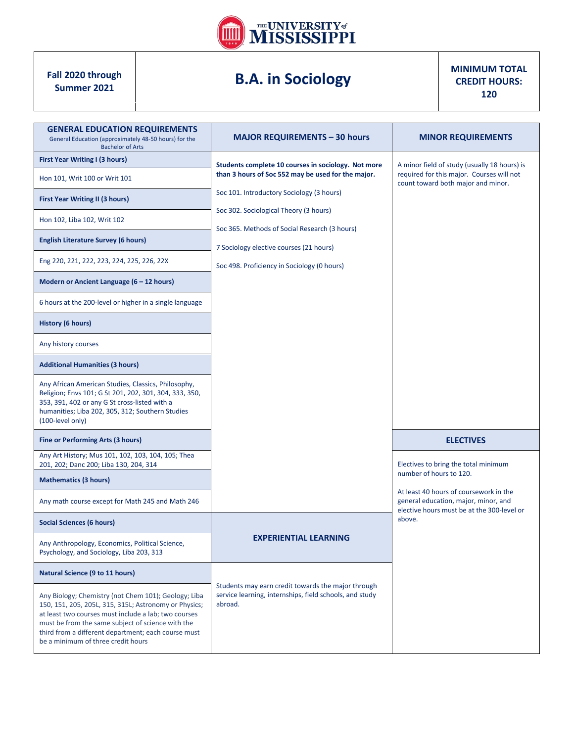THE UNIVERSITY of MISSISSIPPI

| Fall 2020 through Summer 2021 | B.A. in Sociology | MINIMUM TOTAL CREDIT HOURS: 120 |
|---|---|---|

## GENERAL EDUCATION REQUIREMENTS

General Education (approximately 48-50 hours) for the Bachelor of Arts

**First Year Writing I (3 hours)**

Hon 101, Writ 100 or Writ 101

**First Year Writing II (3 hours)**

Hon 102, Liba 102, Writ 102

**English Literature Survey (6 hours)**

Eng 220, 221, 222, 223, 224, 225, 226, 22X

**Modern or Ancient Language (6 – 12 hours)**

6 hours at the 200-level or higher in a single language

**History (6 hours)**

Any history courses

**Additional Humanities (3 hours)**

Any African American Studies, Classics, Philosophy, Religion; Envs 101; G St 201, 202, 301, 304, 333, 350, 353, 391, 402 or any G St cross-listed with a humanities; Liba 202, 305, 312; Southern Studies (100-level only)

**Fine or Performing Arts (3 hours)**

Any Art History; Mus 101, 102, 103, 104, 105; Thea 201, 202; Danc 200; Liba 130, 204, 314

**Mathematics (3 hours)**

Any math course except for Math 245 and Math 246

**Social Sciences (6 hours)**

Any Anthropology, Economics, Political Science, Psychology, and Sociology, Liba 203, 313

**Natural Science (9 to 11 hours)**

Any Biology; Chemistry (not Chem 101); Geology; Liba 150, 151, 205, 205L, 315, 315L; Astronomy or Physics; at least two courses must include a lab; two courses must be from the same subject of science with the third from a different department; each course must be a minimum of three credit hours

## MAJOR REQUIREMENTS – 30 hours

**Students complete 10 courses in sociology. Not more than 3 hours of Soc 552 may be used for the major.**

Soc 101. Introductory Sociology (3 hours)

Soc 302. Sociological Theory (3 hours)

Soc 365. Methods of Social Research (3 hours)

7 Sociology elective courses (21 hours)

Soc 498. Proficiency in Sociology (0 hours)

## EXPERIENTIAL LEARNING

Students may earn credit towards the major through service learning, internships, field schools, and study abroad.

## MINOR REQUIREMENTS

A minor field of study (usually 18 hours) is required for this major. Courses will not count toward both major and minor.

## ELECTIVES

Electives to bring the total minimum number of hours to 120.

At least 40 hours of coursework in the general education, major, minor, and elective hours must be at the 300-level or above.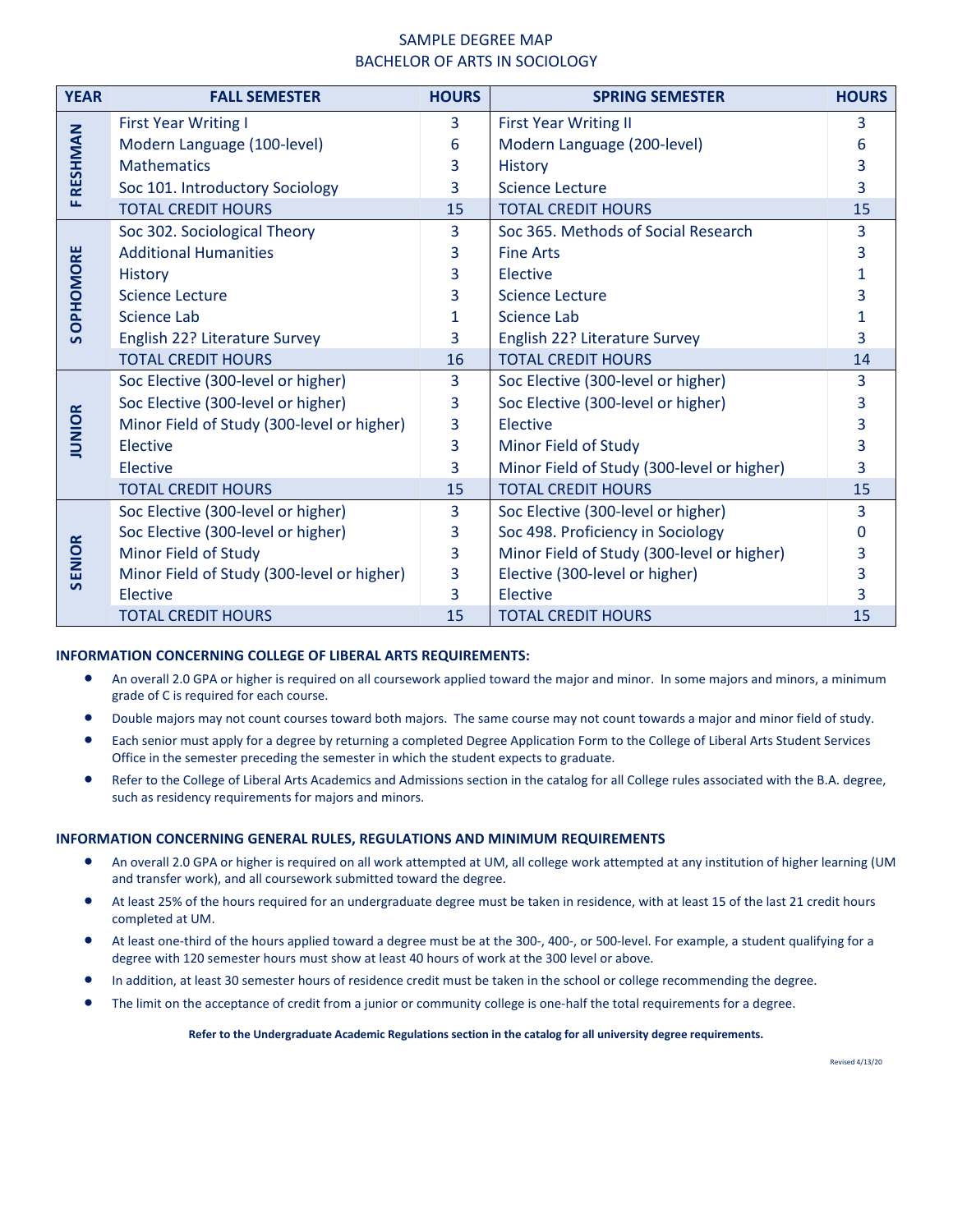SAMPLE DEGREE MAP
BACHELOR OF ARTS IN SOCIOLOGY

| YEAR | FALL SEMESTER | HOURS | SPRING SEMESTER | HOURS |
|---|---|---|---|---|
| FRESHMAN | First Year Writing I | 3 | First Year Writing II | 3 |
| | Modern Language (100-level) | 6 | Modern Language (200-level) | 6 |
| | Mathematics | 3 | History | 3 |
| | Soc 101. Introductory Sociology | 3 | Science Lecture | 3 |
| | TOTAL CREDIT HOURS | 15 | TOTAL CREDIT HOURS | 15 |
| SOPHOMORE | Soc 302. Sociological Theory | 3 | Soc 365. Methods of Social Research | 3 |
| | Additional Humanities | 3 | Fine Arts | 3 |
| | History | 3 | Elective | 1 |
| | Science Lecture | 3 | Science Lecture | 3 |
| | Science Lab | 1 | Science Lab | 1 |
| | English 22? Literature Survey | 3 | English 22? Literature Survey | 3 |
| | TOTAL CREDIT HOURS | 16 | TOTAL CREDIT HOURS | 14 |
| JUNIOR | Soc Elective (300-level or higher) | 3 | Soc Elective (300-level or higher) | 3 |
| | Soc Elective (300-level or higher) | 3 | Soc Elective (300-level or higher) | 3 |
| | Minor Field of Study (300-level or higher) | 3 | Elective | 3 |
| | Elective | 3 | Minor Field of Study | 3 |
| | Elective | 3 | Minor Field of Study (300-level or higher) | 3 |
| | TOTAL CREDIT HOURS | 15 | TOTAL CREDIT HOURS | 15 |
| SENIOR | Soc Elective (300-level or higher) | 3 | Soc Elective (300-level or higher) | 3 |
| | Soc Elective (300-level or higher) | 3 | Soc 498. Proficiency in Sociology | 0 |
| | Minor Field of Study | 3 | Minor Field of Study (300-level or higher) | 3 |
| | Minor Field of Study (300-level or higher) | 3 | Elective (300-level or higher) | 3 |
| | Elective | 3 | Elective | 3 |
| | TOTAL CREDIT HOURS | 15 | TOTAL CREDIT HOURS | 15 |

**INFORMATION CONCERNING COLLEGE OF LIBERAL ARTS REQUIREMENTS:**

- An overall 2.0 GPA or higher is required on all coursework applied toward the major and minor. In some majors and minors, a minimum grade of C is required for each course.
- Double majors may not count courses toward both majors. The same course may not count towards a major and minor field of study.
- Each senior must apply for a degree by returning a completed Degree Application Form to the College of Liberal Arts Student Services Office in the semester preceding the semester in which the student expects to graduate.
- Refer to the College of Liberal Arts Academics and Admissions section in the catalog for all College rules associated with the B.A. degree, such as residency requirements for majors and minors.

**INFORMATION CONCERNING GENERAL RULES, REGULATIONS AND MINIMUM REQUIREMENTS**

- An overall 2.0 GPA or higher is required on all work attempted at UM, all college work attempted at any institution of higher learning (UM and transfer work), and all coursework submitted toward the degree.
- At least 25% of the hours required for an undergraduate degree must be taken in residence, with at least 15 of the last 21 credit hours completed at UM.
- At least one-third of the hours applied toward a degree must be at the 300-, 400-, or 500-level. For example, a student qualifying for a degree with 120 semester hours must show at least 40 hours of work at the 300 level or above.
- In addition, at least 30 semester hours of residence credit must be taken in the school or college recommending the degree.
- The limit on the acceptance of credit from a junior or community college is one-half the total requirements for a degree.

**Refer to the Undergraduate Academic Regulations section in the catalog for all university degree requirements.**

Revised 4/13/20